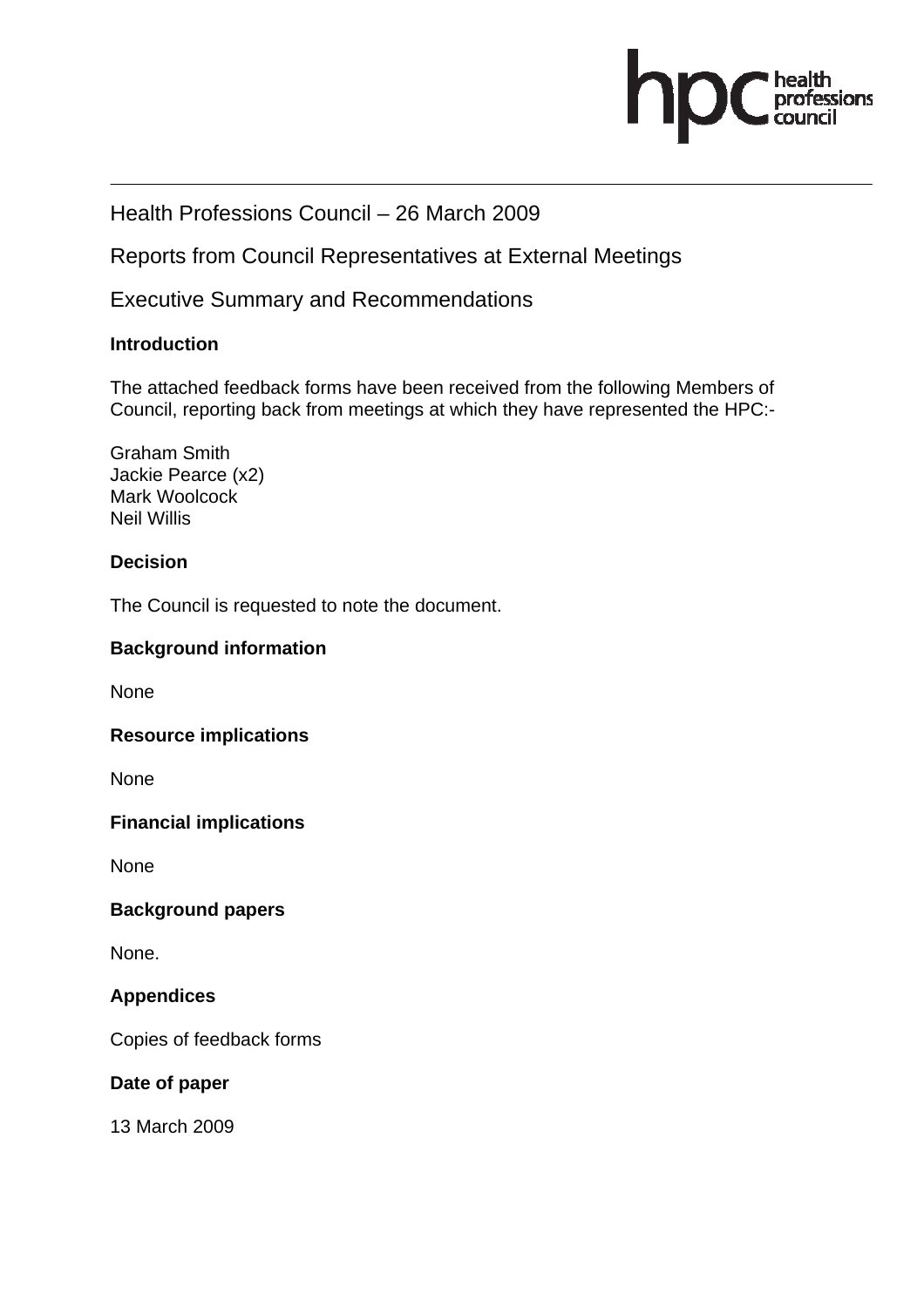Health Professions Council – 26 March 2009

Reports from Council Representatives at External Meetings

Executive Summary and Recommendations

**Introduction**

The attached feedback forms have been received from the following Members of Council, reporting back from meetings at which they have represented the HPC:-

Graham Smith
Jackie Pearce (x2)
Mark Woolcock
Neil Willis

**Decision**

The Council is requested to note the document.

**Background information**

None

**Resource implications**

None

**Financial implications**

None

**Background papers**

None.

**Appendices**

Copies of feedback forms

**Date of paper**

13 March 2009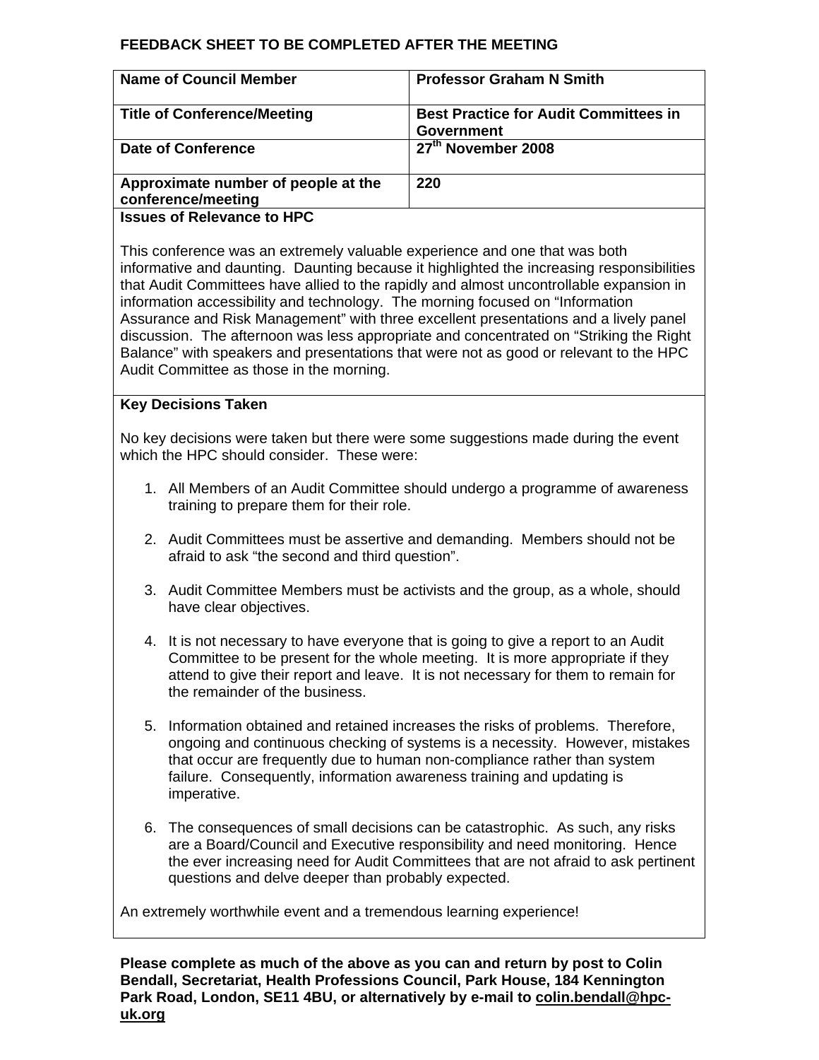## FEEDBACK SHEET TO BE COMPLETED AFTER THE MEETING

| **Name of Council Member** | **Professor Graham N Smith** |
|---|---|
| **Title of Conference/Meeting** | **Best Practice for Audit Committees in Government** |
| **Date of Conference** | **27th November 2008** |
| **Approximate number of people at the conference/meeting** | **220** |

**Issues of Relevance to HPC**

This conference was an extremely valuable experience and one that was both informative and daunting. Daunting because it highlighted the increasing responsibilities that Audit Committees have allied to the rapidly and almost uncontrollable expansion in information accessibility and technology. The morning focused on "Information Assurance and Risk Management" with three excellent presentations and a lively panel discussion. The afternoon was less appropriate and concentrated on "Striking the Right Balance" with speakers and presentations that were not as good or relevant to the HPC Audit Committee as those in the morning.

**Key Decisions Taken**

No key decisions were taken but there were some suggestions made during the event which the HPC should consider. These were:

1. All Members of an Audit Committee should undergo a programme of awareness training to prepare them for their role.
2. Audit Committees must be assertive and demanding. Members should not be afraid to ask "the second and third question".
3. Audit Committee Members must be activists and the group, as a whole, should have clear objectives.
4. It is not necessary to have everyone that is going to give a report to an Audit Committee to be present for the whole meeting. It is more appropriate if they attend to give their report and leave. It is not necessary for them to remain for the remainder of the business.
5. Information obtained and retained increases the risks of problems. Therefore, ongoing and continuous checking of systems is a necessity. However, mistakes that occur are frequently due to human non-compliance rather than system failure. Consequently, information awareness training and updating is imperative.
6. The consequences of small decisions can be catastrophic. As such, any risks are a Board/Council and Executive responsibility and need monitoring. Hence the ever increasing need for Audit Committees that are not afraid to ask pertinent questions and delve deeper than probably expected.

An extremely worthwhile event and a tremendous learning experience!

**Please complete as much of the above as you can and return by post to Colin Bendall, Secretariat, Health Professions Council, Park House, 184 Kennington Park Road, London, SE11 4BU, or alternatively by e-mail to colin.bendall@hpc-uk.org**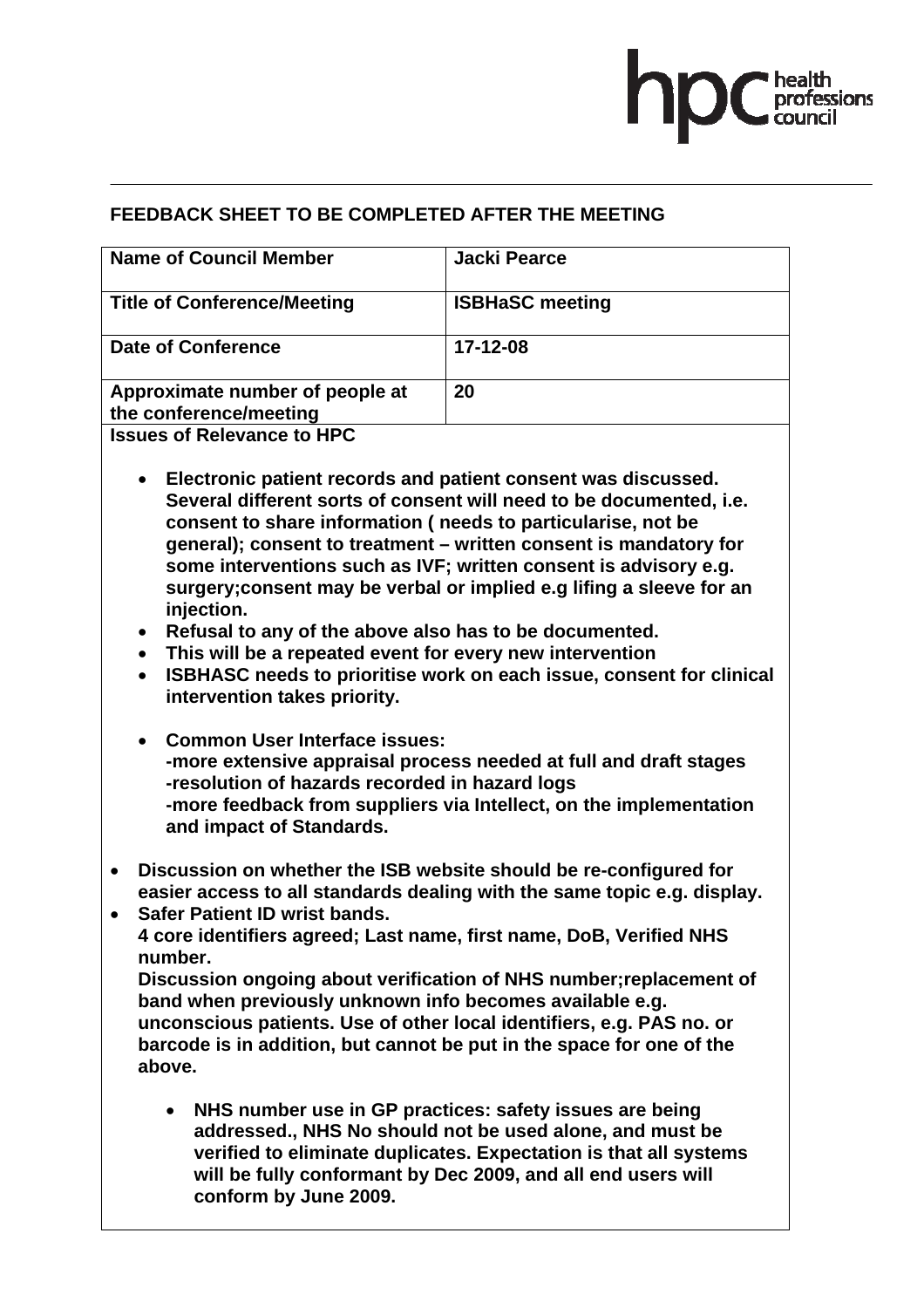**FEEDBACK SHEET TO BE COMPLETED AFTER THE MEETING**

| Name of Council Member | Jacki Pearce |
|---|---|
| Title of Conference/Meeting | ISBHaSC meeting |
| Date of Conference | 17-12-08 |
| Approximate number of people at the conference/meeting | 20 |

**Issues of Relevance to HPC**

- **Electronic patient records and patient consent was discussed. Several different sorts of consent will need to be documented, i.e. consent to share information ( needs to particularise, not be general); consent to treatment – written consent is mandatory for some interventions such as IVF; written consent is advisory e.g. surgery;consent may be verbal or implied e.g lifing a sleeve for an injection.**
- **Refusal to any of the above also has to be documented.**
- **This will be a repeated event for every new intervention**
- **ISBHASC needs to prioritise work on each issue, consent for clinical intervention takes priority.**

- **Common User Interface issues:**
  **-more extensive appraisal process needed at full and draft stages**
  **-resolution of hazards recorded in hazard logs**
  **-more feedback from suppliers via Intellect, on the implementation and impact of Standards.**

- **Discussion on whether the ISB website should be re-configured for easier access to all standards dealing with the same topic e.g. display.**
- **Safer Patient ID wrist bands.**
  **4 core identifiers agreed; Last name, first name, DoB, Verified NHS number.**
  **Discussion ongoing about verification of NHS number;replacement of band when previously unknown info becomes available e.g. unconscious patients. Use of other local identifiers, e.g. PAS no. or barcode is in addition, but cannot be put in the space for one of the above.**

  - **NHS number use in GP practices: safety issues are being addressed., NHS No should not be used alone, and must be verified to eliminate duplicates. Expectation is that all systems will be fully conformant by Dec 2009, and all end users will conform by June 2009.**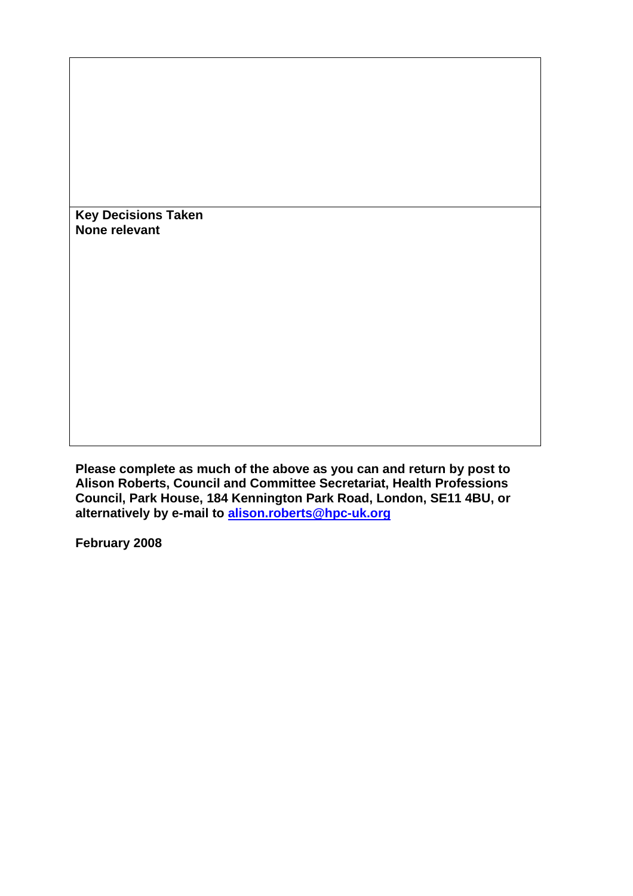**Key Decisions Taken**
**None relevant**

**Please complete as much of the above as you can and return by post to Alison Roberts, Council and Committee Secretariat, Health Professions Council, Park House, 184 Kennington Park Road, London, SE11 4BU, or alternatively by e-mail to alison.roberts@hpc-uk.org**

**February 2008**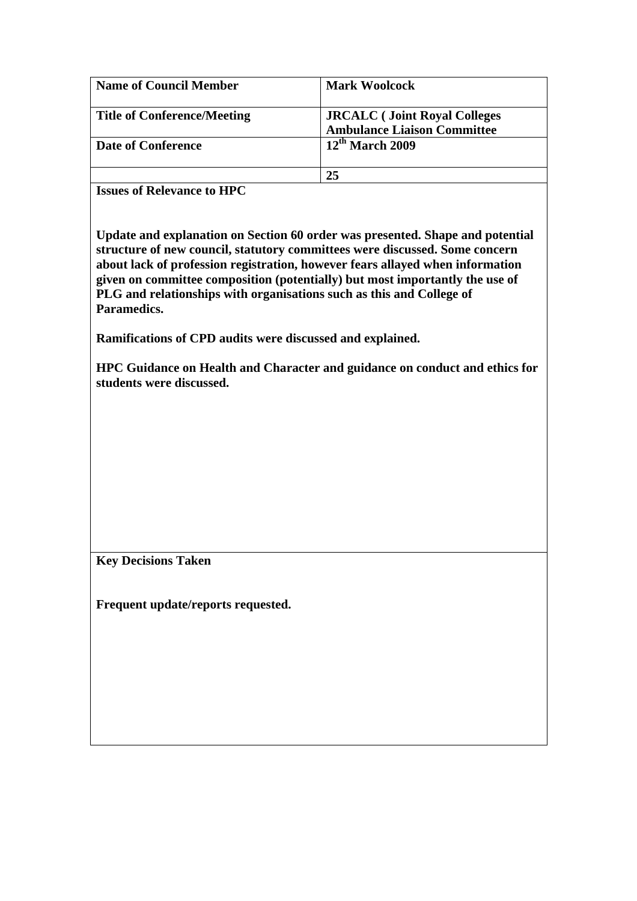| **Name of Council Member** | **Mark Woolcock** |
|---|---|
| **Title of Conference/Meeting** | **JRCALC ( Joint Royal Colleges Ambulance Liaison Committee** |
| **Date of Conference** | **12th March 2009** |
| | **25** |

**Issues of Relevance to HPC**

**Update and explanation on Section 60 order was presented. Shape and potential structure of new council, statutory committees were discussed. Some concern about lack of profession registration, however fears allayed when information given on committee composition (potentially) but most importantly the use of PLG and relationships with organisations such as this and College of Paramedics.**

**Ramifications of CPD audits were discussed and explained.**

**HPC Guidance on Health and Character and guidance on conduct and ethics for students were discussed.**

**Key Decisions Taken**

**Frequent update/reports requested.**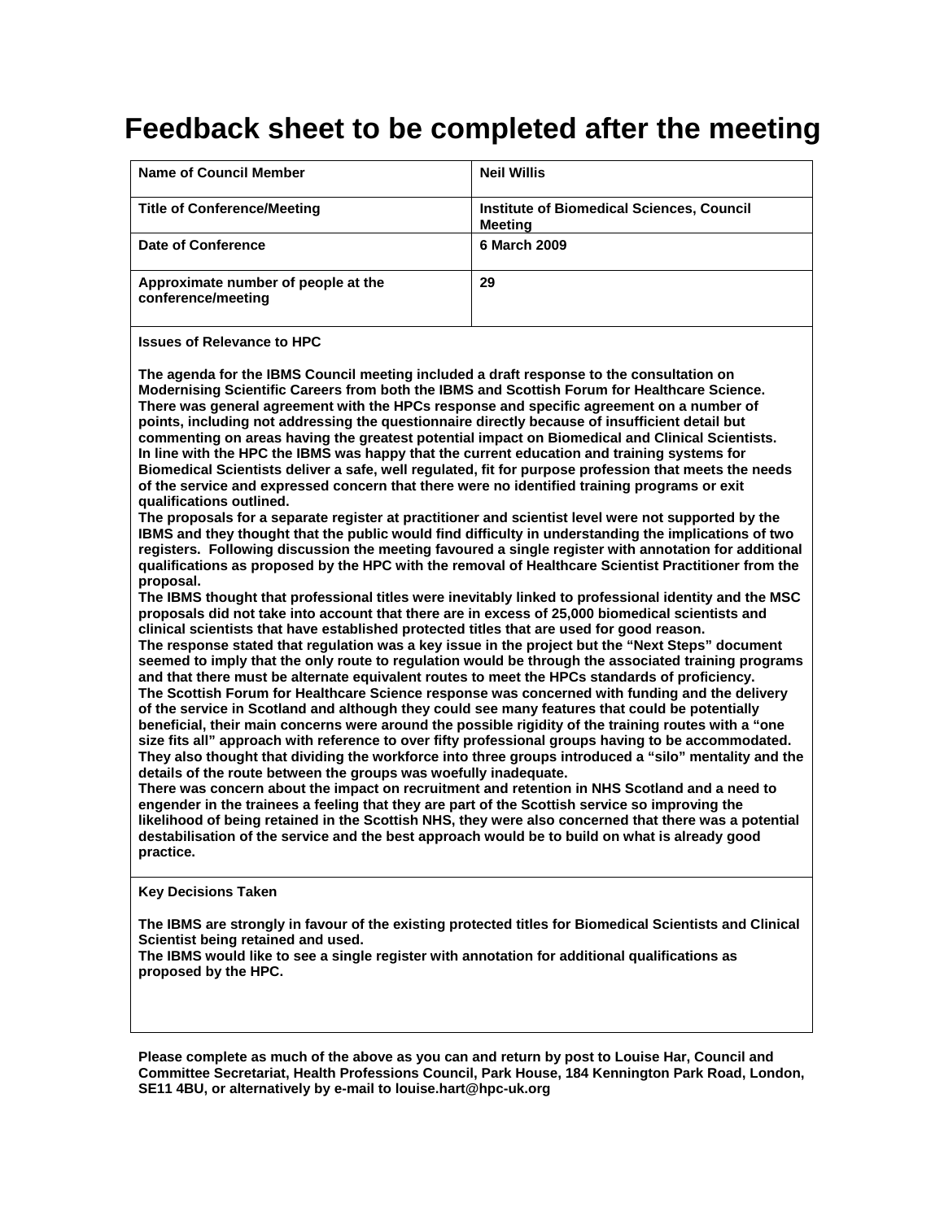# Feedback sheet to be completed after the meeting

| | |
|---|---|
| **Name of Council Member** | **Neil Willis** |
| **Title of Conference/Meeting** | **Institute of Biomedical Sciences, Council Meeting** |
| **Date of Conference** | **6 March 2009** |
| **Approximate number of people at the conference/meeting** | **29** |

**Issues of Relevance to HPC**

**The agenda for the IBMS Council meeting included a draft response to the consultation on Modernising Scientific Careers from both the IBMS and Scottish Forum for Healthcare Science. There was general agreement with the HPCs response and specific agreement on a number of points, including not addressing the questionnaire directly because of insufficient detail but commenting on areas having the greatest potential impact on Biomedical and Clinical Scientists. In line with the HPC the IBMS was happy that the current education and training systems for Biomedical Scientists deliver a safe, well regulated, fit for purpose profession that meets the needs of the service and expressed concern that there were no identified training programs or exit qualifications outlined.**

**The proposals for a separate register at practitioner and scientist level were not supported by the IBMS and they thought that the public would find difficulty in understanding the implications of two registers. Following discussion the meeting favoured a single register with annotation for additional qualifications as proposed by the HPC with the removal of Healthcare Scientist Practitioner from the proposal.**

**The IBMS thought that professional titles were inevitably linked to professional identity and the MSC proposals did not take into account that there are in excess of 25,000 biomedical scientists and clinical scientists that have established protected titles that are used for good reason.**

**The response stated that regulation was a key issue in the project but the "Next Steps" document seemed to imply that the only route to regulation would be through the associated training programs and that there must be alternate equivalent routes to meet the HPCs standards of proficiency.**

**The Scottish Forum for Healthcare Science response was concerned with funding and the delivery of the service in Scotland and although they could see many features that could be potentially beneficial, their main concerns were around the possible rigidity of the training routes with a "one size fits all" approach with reference to over fifty professional groups having to be accommodated. They also thought that dividing the workforce into three groups introduced a "silo" mentality and the details of the route between the groups was woefully inadequate.**

**There was concern about the impact on recruitment and retention in NHS Scotland and a need to engender in the trainees a feeling that they are part of the Scottish service so improving the likelihood of being retained in the Scottish NHS, they were also concerned that there was a potential destabilisation of the service and the best approach would be to build on what is already good practice.**

**Key Decisions Taken**

**The IBMS are strongly in favour of the existing protected titles for Biomedical Scientists and Clinical Scientist being retained and used.**

**The IBMS would like to see a single register with annotation for additional qualifications as proposed by the HPC.**

**Please complete as much of the above as you can and return by post to Louise Har, Council and Committee Secretariat, Health Professions Council, Park House, 184 Kennington Park Road, London, SE11 4BU, or alternatively by e-mail to louise.hart@hpc-uk.org**